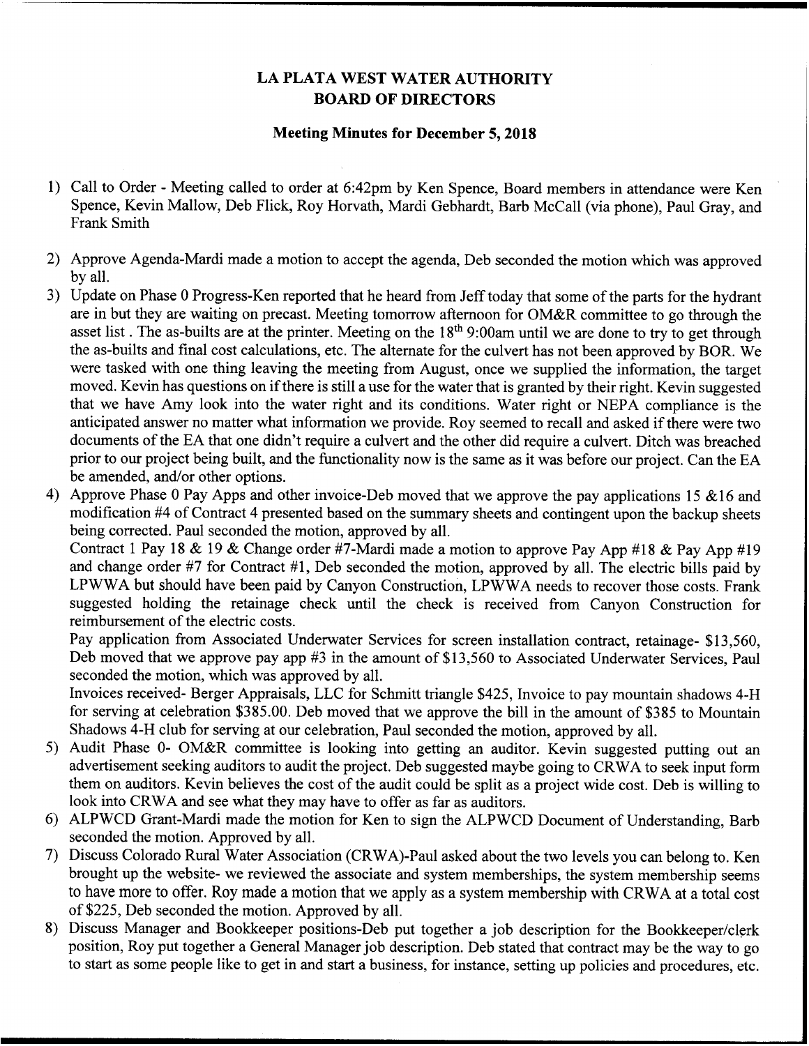# LA PLATA WEST WATER AUTHORITY
# BOARD OF DIRECTORS

## Meeting Minutes for December 5, 2018

1) Call to Order - Meeting called to order at 6:42pm by Ken Spence, Board members in attendance were Ken Spence, Kevin Mallow, Deb Flick, Roy Horvath, Mardi Gebhardt, Barb McCall (via phone), Paul Gray, and Frank Smith

2) Approve Agenda-Mardi made a motion to accept the agenda, Deb seconded the motion which was approved by all.

3) Update on Phase 0 Progress-Ken reported that he heard from Jeff today that some of the parts for the hydrant are in but they are waiting on precast. Meeting tomorrow afternoon for OM&R committee to go through the asset list . The as-builts are at the printer. Meeting on the 18th 9:00am until we are done to try to get through the as-builts and final cost calculations, etc. The alternate for the culvert has not been approved by BOR. We were tasked with one thing leaving the meeting from August, once we supplied the information, the target moved. Kevin has questions on if there is still a use for the water that is granted by their right. Kevin suggested that we have Amy look into the water right and its conditions. Water right or NEPA compliance is the anticipated answer no matter what information we provide. Roy seemed to recall and asked if there were two documents of the EA that one didn't require a culvert and the other did require a culvert. Ditch was breached prior to our project being built, and the functionality now is the same as it was before our project. Can the EA be amended, and/or other options.

4) Approve Phase 0 Pay Apps and other invoice-Deb moved that we approve the pay applications 15 &16 and modification #4 of Contract 4 presented based on the summary sheets and contingent upon the backup sheets being corrected. Paul seconded the motion, approved by all.
   Contract 1 Pay 18 & 19 & Change order #7-Mardi made a motion to approve Pay App #18 & Pay App #19 and change order #7 for Contract #1, Deb seconded the motion, approved by all. The electric bills paid by LPWWA but should have been paid by Canyon Construction, LPWWA needs to recover those costs. Frank suggested holding the retainage check until the check is received from Canyon Construction for reimbursement of the electric costs.
   Pay application from Associated Underwater Services for screen installation contract, retainage- $13,560, Deb moved that we approve pay app #3 in the amount of $13,560 to Associated Underwater Services, Paul seconded the motion, which was approved by all.
   Invoices received- Berger Appraisals, LLC for Schmitt triangle $425, Invoice to pay mountain shadows 4-H for serving at celebration $385.00. Deb moved that we approve the bill in the amount of $385 to Mountain Shadows 4-H club for serving at our celebration, Paul seconded the motion, approved by all.

5) Audit Phase 0- OM&R committee is looking into getting an auditor. Kevin suggested putting out an advertisement seeking auditors to audit the project. Deb suggested maybe going to CRWA to seek input form them on auditors. Kevin believes the cost of the audit could be split as a project wide cost. Deb is willing to look into CRWA and see what they may have to offer as far as auditors.

6) ALPWCD Grant-Mardi made the motion for Ken to sign the ALPWCD Document of Understanding, Barb seconded the motion. Approved by all.

7) Discuss Colorado Rural Water Association (CRWA)-Paul asked about the two levels you can belong to. Ken brought up the website- we reviewed the associate and system memberships, the system membership seems to have more to offer. Roy made a motion that we apply as a system membership with CRWA at a total cost of $225, Deb seconded the motion. Approved by all.

8) Discuss Manager and Bookkeeper positions-Deb put together a job description for the Bookkeeper/clerk position, Roy put together a General Manager job description. Deb stated that contract may be the way to go to start as some people like to get in and start a business, for instance, setting up policies and procedures, etc.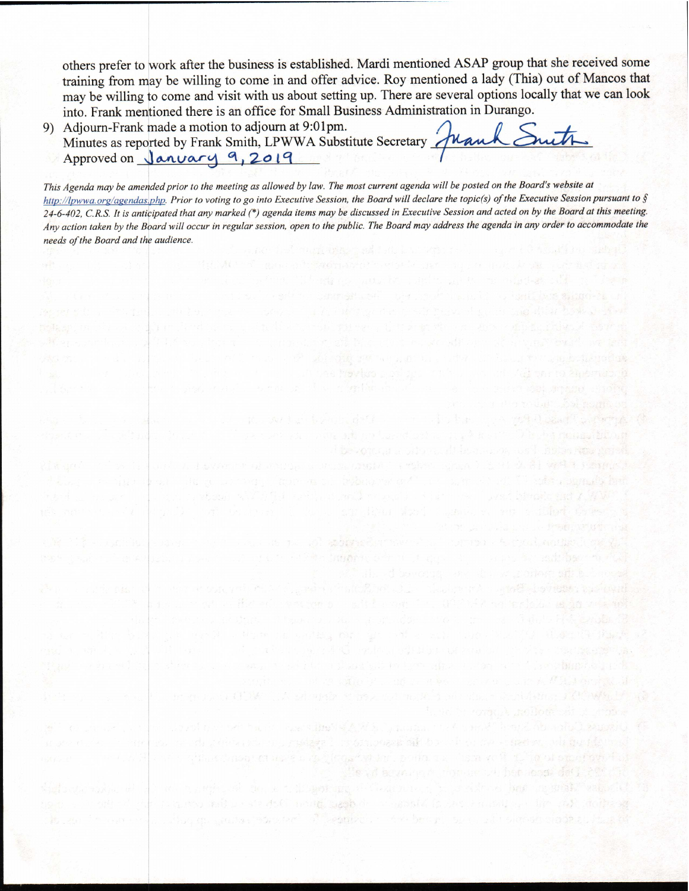others prefer to work after the business is established. Mardi mentioned ASAP group that she received some training from may be willing to come in and offer advice. Roy mentioned a lady (Thia) out of Mancos that may be willing to come and visit with us about setting up. There are several options locally that we can look into. Frank mentioned there is an office for Small Business Administration in Durango.

9) Adjourn-Frank made a motion to adjourn at 9:01pm.
   Minutes as reported by Frank Smith, LPWWA Substitute Secretary Frank Smith
   Approved on January 9, 2019

*This Agenda may be amended prior to the meeting as allowed by law. The most current agenda will be posted on the Board's website at http://lpwwa.org/agendas.php. Prior to voting to go into Executive Session, the Board will declare the topic(s) of the Executive Session pursuant to § 24-6-402, C.R.S. It is anticipated that any marked (*) agenda items may be discussed in Executive Session and acted on by the Board at this meeting. Any action taken by the Board will occur in regular session, open to the public. The Board may address the agenda in any order to accommodate the needs of the Board and the audience.*